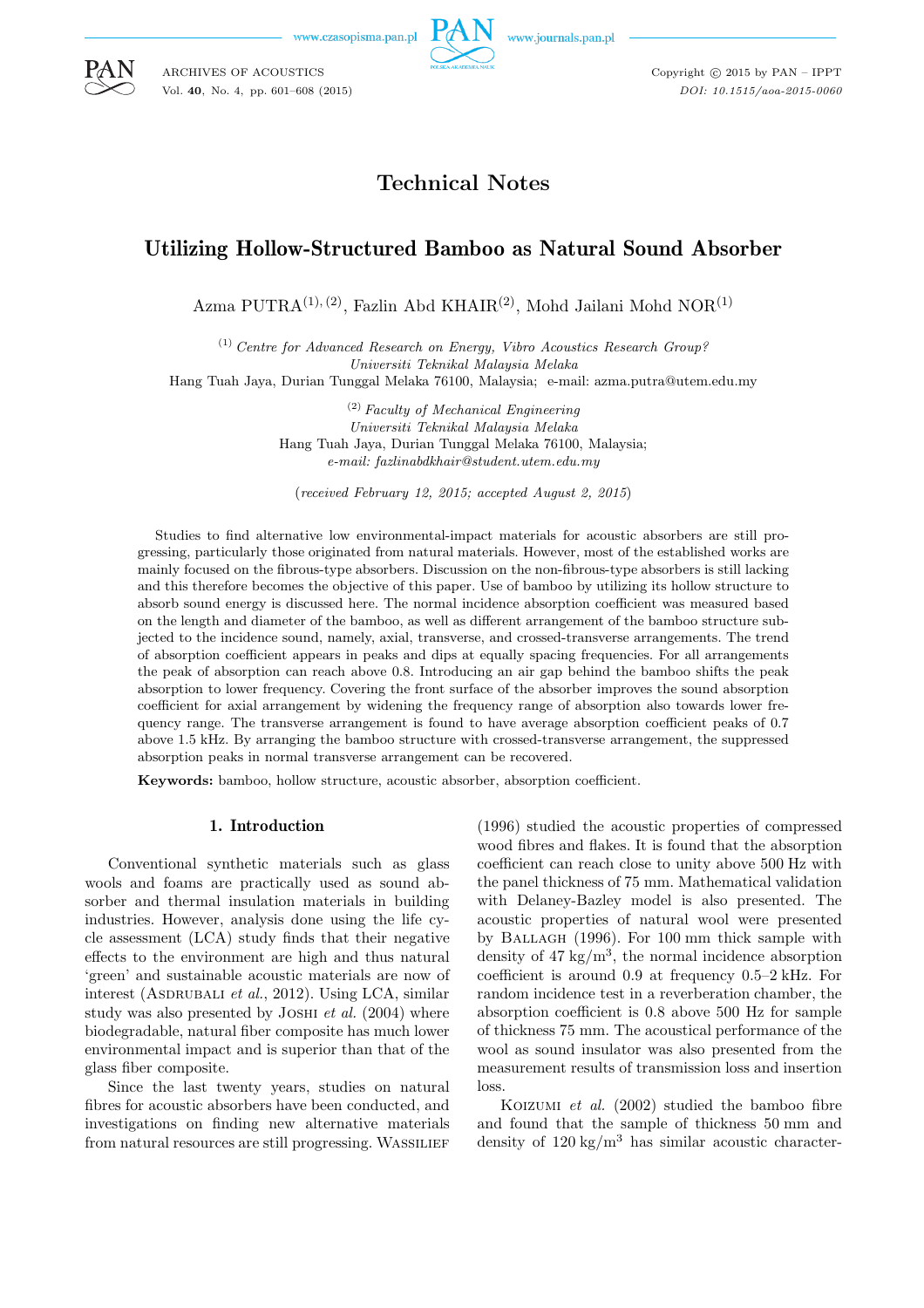Technical Notes

# Utilizing Hollow-Structured Bamboo as Natural Sound Absorber

Azma PUTRA[(1),(2)], Fazlin Abd KHAIR[(2)], Mohd Jailani Mohd NOR[(1)]

[(1)] *Centre for Advanced Research on Energy, Vibro Acoustics Research Group?*
*Universiti Teknikal Malaysia Melaka*
Hang Tuah Jaya, Durian Tunggal Melaka 76100, Malaysia; e-mail: azma.putra@utem.edu.my

[(2)] *Faculty of Mechanical Engineering*
*Universiti Teknikal Malaysia Melaka*
Hang Tuah Jaya, Durian Tunggal Melaka 76100, Malaysia;
*e-mail: fazlinabdkhair@student.utem.edu.my*

(*received February 12, 2015; accepted August 2, 2015*)

Studies to find alternative low environmental-impact materials for acoustic absorbers are still progressing, particularly those originated from natural materials. However, most of the established works are mainly focused on the fibrous-type absorbers. Discussion on the non-fibrous-type absorbers is still lacking and this therefore becomes the objective of this paper. Use of bamboo by utilizing its hollow structure to absorb sound energy is discussed here. The normal incidence absorption coefficient was measured based on the length and diameter of the bamboo, as well as different arrangement of the bamboo structure subjected to the incidence sound, namely, axial, transverse, and crossed-transverse arrangements. The trend of absorption coefficient appears in peaks and dips at equally spacing frequencies. For all arrangements the peak of absorption can reach above 0.8. Introducing an air gap behind the bamboo shifts the peak absorption to lower frequency. Covering the front surface of the absorber improves the sound absorption coefficient for axial arrangement by widening the frequency range of absorption also towards lower frequency range. The transverse arrangement is found to have average absorption coefficient peaks of 0.7 above 1.5 kHz. By arranging the bamboo structure with crossed-transverse arrangement, the suppressed absorption peaks in normal transverse arrangement can be recovered.

**Keywords:** bamboo, hollow structure, acoustic absorber, absorption coefficient.

## 1. Introduction

Conventional synthetic materials such as glass wools and foams are practically used as sound absorber and thermal insulation materials in building industries. However, analysis done using the life cycle assessment (LCA) study finds that their negative effects to the environment are high and thus natural 'green' and sustainable acoustic materials are now of interest (Asdrubali *et al.*, 2012). Using LCA, similar study was also presented by Joshi *et al.* (2004) where biodegradable, natural fiber composite has much lower environmental impact and is superior than that of the glass fiber composite.

Since the last twenty years, studies on natural fibres for acoustic absorbers have been conducted, and investigations on finding new alternative materials from natural resources are still progressing. Wassilief (1996) studied the acoustic properties of compressed wood fibres and flakes. It is found that the absorption coefficient can reach close to unity above 500 Hz with the panel thickness of 75 mm. Mathematical validation with Delaney-Bazley model is also presented. The acoustic properties of natural wool were presented by Ballagh (1996). For 100 mm thick sample with density of 47 kg/m$^3$, the normal incidence absorption coefficient is around 0.9 at frequency 0.5–2 kHz. For random incidence test in a reverberation chamber, the absorption coefficient is 0.8 above 500 Hz for sample of thickness 75 mm. The acoustical performance of the wool as sound insulator was also presented from the measurement results of transmission loss and insertion loss.

Koizumi *et al.* (2002) studied the bamboo fibre and found that the sample of thickness 50 mm and density of 120 kg/m$^3$ has similar acoustic character-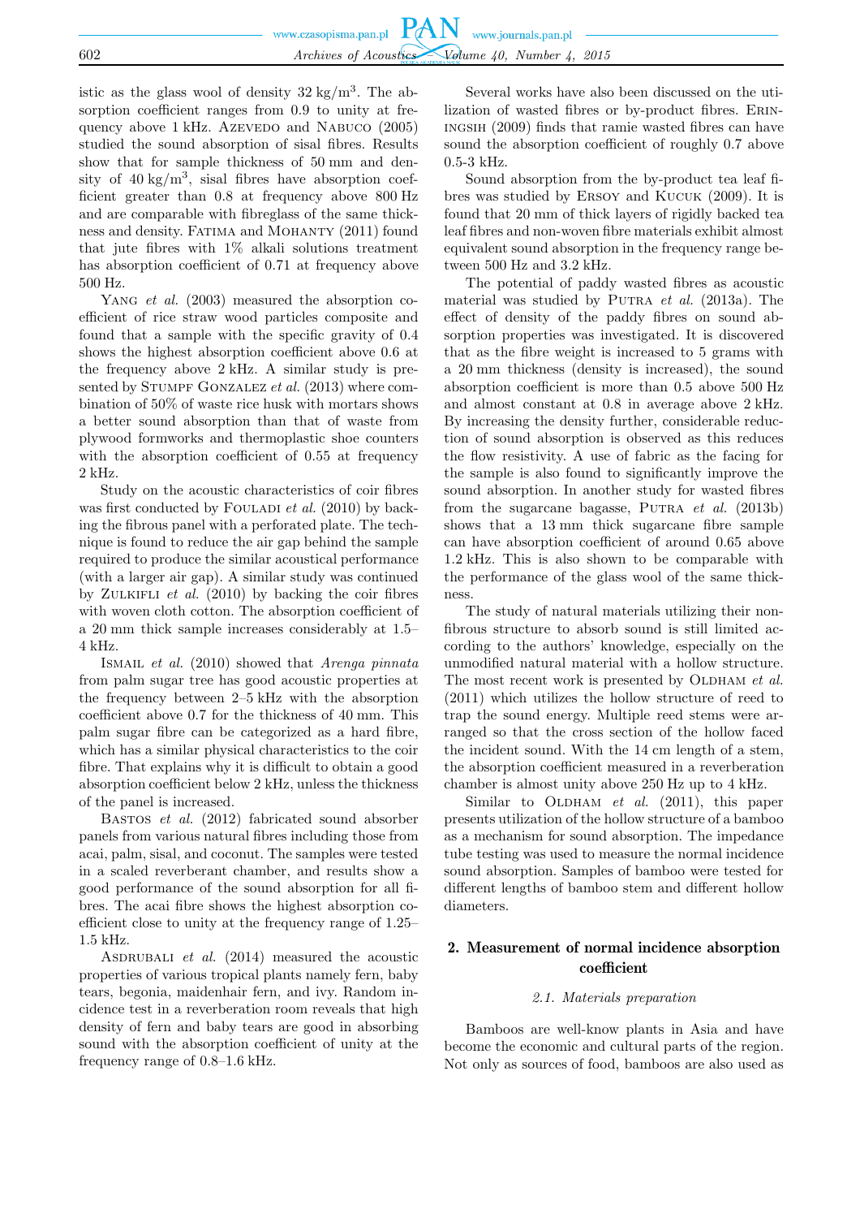istic as the glass wool of density 32 kg/m$^3$. The absorption coefficient ranges from 0.9 to unity at frequency above 1 kHz. Azevedo and Nabuco (2005) studied the sound absorption of sisal fibres. Results show that for sample thickness of 50 mm and density of 40 kg/m$^3$, sisal fibres have absorption coefficient greater than 0.8 at frequency above 800 Hz and are comparable with fibreglass of the same thickness and density. Fatima and Mohanty (2011) found that jute fibres with 1% alkali solutions treatment has absorption coefficient of 0.71 at frequency above 500 Hz.

Yang *et al.* (2003) measured the absorption coefficient of rice straw wood particles composite and found that a sample with the specific gravity of 0.4 shows the highest absorption coefficient above 0.6 at the frequency above 2 kHz. A similar study is presented by Stumpf Gonzalez *et al.* (2013) where combination of 50% of waste rice husk with mortars shows a better sound absorption than that of waste from plywood formworks and thermoplastic shoe counters with the absorption coefficient of 0.55 at frequency 2 kHz.

Study on the acoustic characteristics of coir fibres was first conducted by Fouladi *et al.* (2010) by backing the fibrous panel with a perforated plate. The technique is found to reduce the air gap behind the sample required to produce the similar acoustical performance (with a larger air gap). A similar study was continued by Zulkifli *et al.* (2010) by backing the coir fibres with woven cloth cotton. The absorption coefficient of a 20 mm thick sample increases considerably at 1.5–4 kHz.

Ismail *et al.* (2010) showed that *Arenga pinnata* from palm sugar tree has good acoustic properties at the frequency between 2–5 kHz with the absorption coefficient above 0.7 for the thickness of 40 mm. This palm sugar fibre can be categorized as a hard fibre, which has a similar physical characteristics to the coir fibre. That explains why it is difficult to obtain a good absorption coefficient below 2 kHz, unless the thickness of the panel is increased.

Bastos *et al.* (2012) fabricated sound absorber panels from various natural fibres including those from acai, palm, sisal, and coconut. The samples were tested in a scaled reverberant chamber, and results show a good performance of the sound absorption for all fibres. The acai fibre shows the highest absorption coefficient close to unity at the frequency range of 1.25–1.5 kHz.

Asdrubali *et al.* (2014) measured the acoustic properties of various tropical plants namely fern, baby tears, begonia, maidenhair fern, and ivy. Random incidence test in a reverberation room reveals that high density of fern and baby tears are good in absorbing sound with the absorption coefficient of unity at the frequency range of 0.8–1.6 kHz.

Several works have also been discussed on the utilization of wasted fibres or by-product fibres. Eriningsih (2009) finds that ramie wasted fibres can have sound the absorption coefficient of roughly 0.7 above 0.5-3 kHz.

Sound absorption from the by-product tea leaf fibres was studied by Ersoy and Kucuk (2009). It is found that 20 mm of thick layers of rigidly backed tea leaf fibres and non-woven fibre materials exhibit almost equivalent sound absorption in the frequency range between 500 Hz and 3.2 kHz.

The potential of paddy wasted fibres as acoustic material was studied by Putra *et al.* (2013a). The effect of density of the paddy fibres on sound absorption properties was investigated. It is discovered that as the fibre weight is increased to 5 grams with a 20 mm thickness (density is increased), the sound absorption coefficient is more than 0.5 above 500 Hz and almost constant at 0.8 in average above 2 kHz. By increasing the density further, considerable reduction of sound absorption is observed as this reduces the flow resistivity. A use of fabric as the facing for the sample is also found to significantly improve the sound absorption. In another study for wasted fibres from the sugarcane bagasse, Putra *et al.* (2013b) shows that a 13 mm thick sugarcane fibre sample can have absorption coefficient of around 0.65 above 1.2 kHz. This is also shown to be comparable with the performance of the glass wool of the same thickness.

The study of natural materials utilizing their non-fibrous structure to absorb sound is still limited according to the authors' knowledge, especially on the unmodified natural material with a hollow structure. The most recent work is presented by Oldham *et al.* (2011) which utilizes the hollow structure of reed to trap the sound energy. Multiple reed stems were arranged so that the cross section of the hollow faced the incident sound. With the 14 cm length of a stem, the absorption coefficient measured in a reverberation chamber is almost unity above 250 Hz up to 4 kHz.

Similar to Oldham *et al.* (2011), this paper presents utilization of the hollow structure of a bamboo as a mechanism for sound absorption. The impedance tube testing was used to measure the normal incidence sound absorption. Samples of bamboo were tested for different lengths of bamboo stem and different hollow diameters.

## 2. Measurement of normal incidence absorption coefficient

### 2.1. Materials preparation

Bamboos are well-know plants in Asia and have become the economic and cultural parts of the region. Not only as sources of food, bamboos are also used as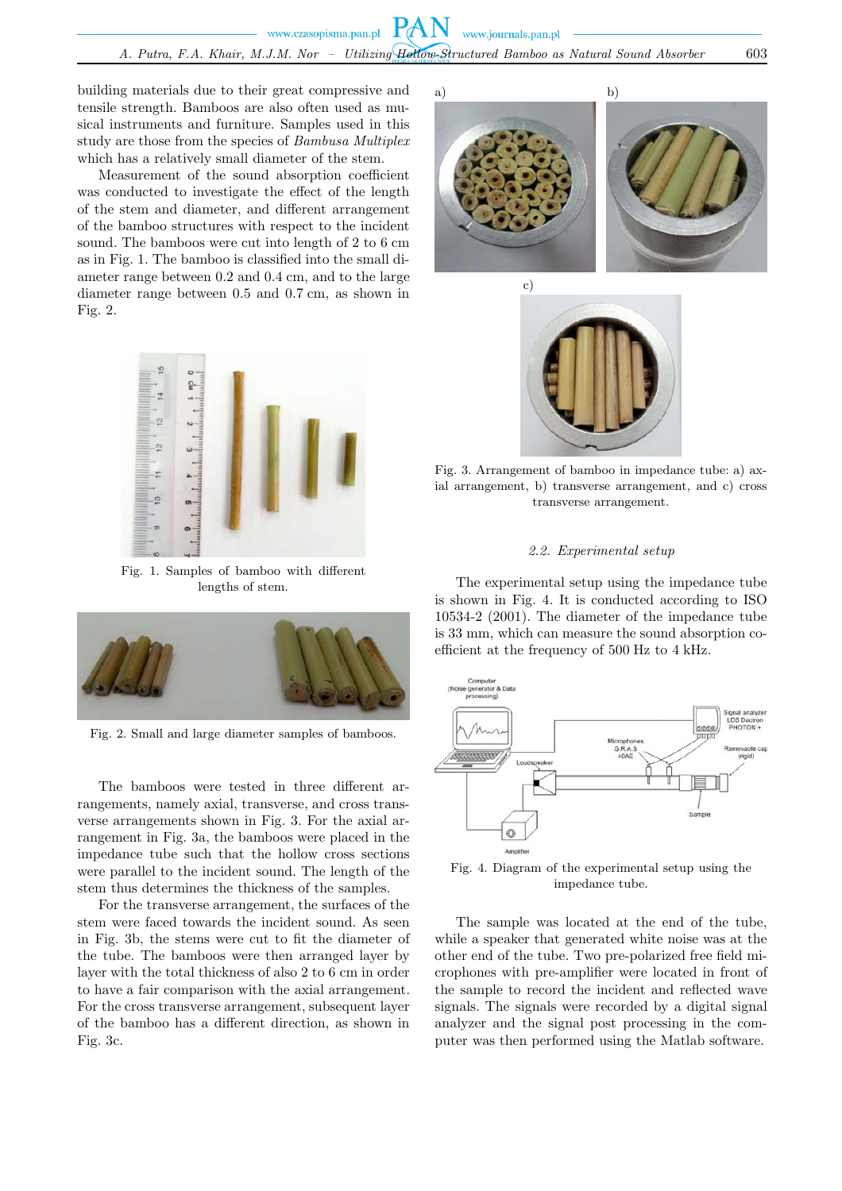building materials due to their great compressive and tensile strength. Bamboos are also often used as musical instruments and furniture. Samples used in this study are those from the species of *Bambusa Multiplex* which has a relatively small diameter of the stem.

Measurement of the sound absorption coefficient was conducted to investigate the effect of the length of the stem and diameter, and different arrangement of the bamboo structures with respect to the incident sound. The bamboos were cut into length of 2 to 6 cm as in Fig. 1. The bamboo is classified into the small diameter range between 0.2 and 0.4 cm, and to the large diameter range between 0.5 and 0.7 cm, as shown in Fig. 2.

Fig. 1. Samples of bamboo with different lengths of stem.

Fig. 2. Small and large diameter samples of bamboos.

The bamboos were tested in three different arrangements, namely axial, transverse, and cross transverse arrangements shown in Fig. 3. For the axial arrangement in Fig. 3a, the bamboos were placed in the impedance tube such that the hollow cross sections were parallel to the incident sound. The length of the stem thus determines the thickness of the samples.

For the transverse arrangement, the surfaces of the stem were faced towards the incident sound. As seen in Fig. 3b, the stems were cut to fit the diameter of the tube. The bamboos were then arranged layer by layer with the total thickness of also 2 to 6 cm in order to have a fair comparison with the axial arrangement. For the cross transverse arrangement, subsequent layer of the bamboo has a different direction, as shown in Fig. 3c.

Fig. 3. Arrangement of bamboo in impedance tube: a) axial arrangement, b) transverse arrangement, and c) cross transverse arrangement.

### 2.2. Experimental setup

The experimental setup using the impedance tube is shown in Fig. 4. It is conducted according to ISO 10534-2 (2001). The diameter of the impedance tube is 33 mm, which can measure the sound absorption coefficient at the frequency of 500 Hz to 4 kHz.

Fig. 4. Diagram of the experimental setup using the impedance tube.

The sample was located at the end of the tube, while a speaker that generated white noise was at the other end of the tube. Two pre-polarized free field microphones with pre-amplifier were located in front of the sample to record the incident and reflected wave signals. The signals were recorded by a digital signal analyzer and the signal post processing in the computer was then performed using the Matlab software.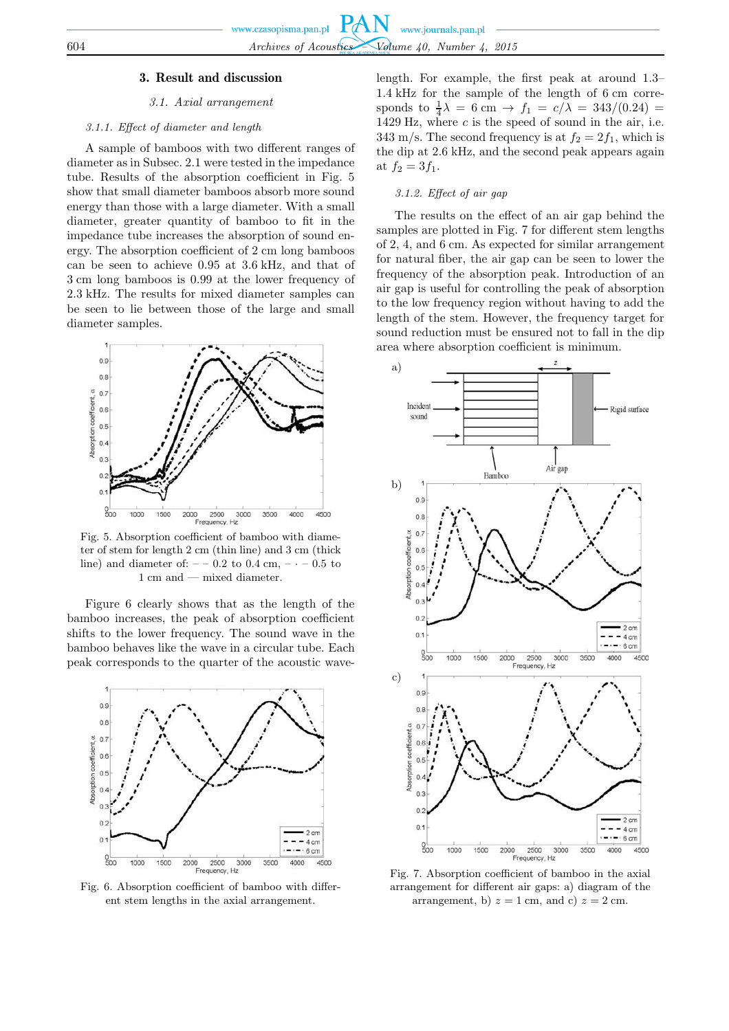## 3. Result and discussion

### 3.1. Axial arrangement

#### 3.1.1. Effect of diameter and length

A sample of bamboos with two different ranges of diameter as in Subsec. 2.1 were tested in the impedance tube. Results of the absorption coefficient in Fig. 5 show that small diameter bamboos absorb more sound energy than those with a large diameter. With a small diameter, greater quantity of bamboo to fit in the impedance tube increases the absorption of sound energy. The absorption coefficient of 2 cm long bamboos can be seen to achieve 0.95 at 3.6 kHz, and that of 3 cm long bamboos is 0.99 at the lower frequency of 2.3 kHz. The results for mixed diameter samples can be seen to lie between those of the large and small diameter samples.

Fig. 5. Absorption coefficient of bamboo with diameter of stem for length 2 cm (thin line) and 3 cm (thick line) and diameter of: – – 0.2 to 0.4 cm, – · – 0.5 to 1 cm and — mixed diameter.

Figure 6 clearly shows that as the length of the bamboo increases, the peak of absorption coefficient shifts to the lower frequency. The sound wave in the bamboo behaves like the wave in a circular tube. Each peak corresponds to the quarter of the acoustic wavelength. For example, the first peak at around 1.3–1.4 kHz for the sample of the length of 6 cm corresponds to $\frac{1}{4}\lambda = 6$ cm $\rightarrow f_1 = c/\lambda = 343/(0.24) = 1429$ Hz, where $c$ is the speed of sound in the air, i.e. 343 m/s. The second frequency is at $f_2 = 2f_1$, which is the dip at 2.6 kHz, and the second peak appears again at $f_2 = 3f_1$.

Fig. 6. Absorption coefficient of bamboo with different stem lengths in the axial arrangement.

#### 3.1.2. Effect of air gap

The results on the effect of an air gap behind the samples are plotted in Fig. 7 for different stem lengths of 2, 4, and 6 cm. As expected for similar arrangement for natural fiber, the air gap can be seen to lower the frequency of the absorption peak. Introduction of an air gap is useful for controlling the peak of absorption to the low frequency region without having to add the length of the stem. However, the frequency target for sound reduction must be ensured not to fall in the dip area where absorption coefficient is minimum.

Fig. 7. Absorption coefficient of bamboo in the axial arrangement for different air gaps: a) diagram of the arrangement, b) $z = 1$ cm, and c) $z = 2$ cm.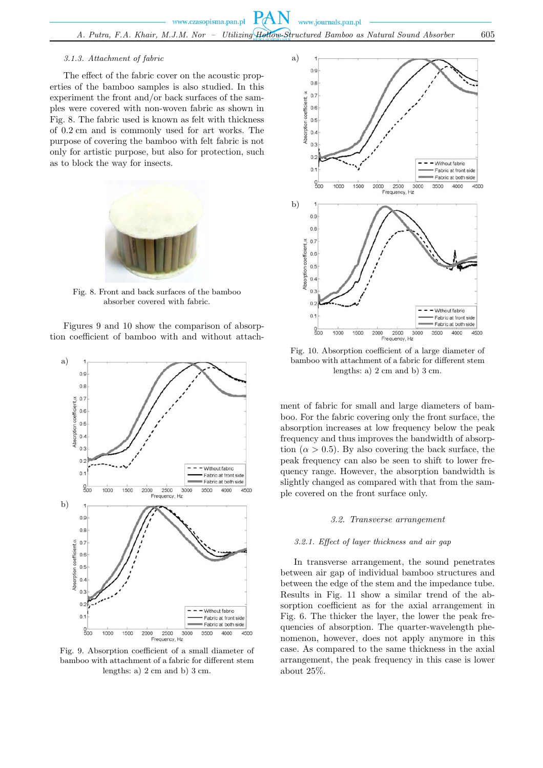#### 3.1.3. Attachment of fabric

The effect of the fabric cover on the acoustic properties of the bamboo samples is also studied. In this experiment the front and/or back surfaces of the samples were covered with non-woven fabric as shown in Fig. 8. The fabric used is known as felt with thickness of 0.2 cm and is commonly used for art works. The purpose of covering the bamboo with felt fabric is not only for artistic purpose, but also for protection, such as to block the way for insects.

Fig. 8. Front and back surfaces of the bamboo absorber covered with fabric.

Figures 9 and 10 show the comparison of absorption coefficient of bamboo with and without attachment of fabric for small and large diameters of bamboo. For the fabric covering only the front surface, the absorption increases at low frequency below the peak frequency and thus improves the bandwidth of absorption ($\alpha > 0.5$). By also covering the back surface, the peak frequency can also be seen to shift to lower frequency range. However, the absorption bandwidth is slightly changed as compared with that from the sample covered on the front surface only.

Fig. 9. Absorption coefficient of a small diameter of bamboo with attachment of a fabric for different stem lengths: a) 2 cm and b) 3 cm.

Fig. 10. Absorption coefficient of a large diameter of bamboo with attachment of a fabric for different stem lengths: a) 2 cm and b) 3 cm.

### 3.2. Transverse arrangement

#### 3.2.1. Effect of layer thickness and air gap

In transverse arrangement, the sound penetrates between air gap of individual bamboo structures and between the edge of the stem and the impedance tube. Results in Fig. 11 show a similar trend of the absorption coefficient as for the axial arrangement in Fig. 6. The thicker the layer, the lower the peak frequencies of absorption. The quarter-wavelength phenomenon, however, does not apply anymore in this case. As compared to the same thickness in the axial arrangement, the peak frequency in this case is lower about 25%.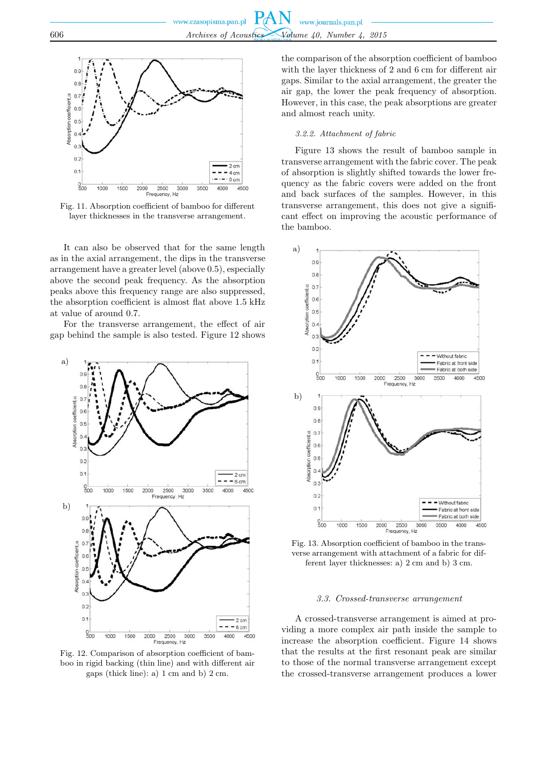Fig. 11. Absorption coefficient of bamboo for different layer thicknesses in the transverse arrangement.

It can also be observed that for the same length as in the axial arrangement, the dips in the transverse arrangement have a greater level (above 0.5), especially above the second peak frequency. As the absorption peaks above this frequency range are also suppressed, the absorption coefficient is almost flat above 1.5 kHz at value of around 0.7.

For the transverse arrangement, the effect of air gap behind the sample is also tested. Figure 12 shows the comparison of the absorption coefficient of bamboo with the layer thickness of 2 and 6 cm for different air gaps. Similar to the axial arrangement, the greater the air gap, the lower the peak frequency of absorption. However, in this case, the peak absorptions are greater and almost reach unity.

Fig. 12. Comparison of absorption coefficient of bamboo in rigid backing (thin line) and with different air gaps (thick line): a) 1 cm and b) 2 cm.

#### 3.2.2. Attachment of fabric

Figure 13 shows the result of bamboo sample in transverse arrangement with the fabric cover. The peak of absorption is slightly shifted towards the lower frequency as the fabric covers were added on the front and back surfaces of the samples. However, in this transverse arrangement, this does not give a significant effect on improving the acoustic performance of the bamboo.

Fig. 13. Absorption coefficient of bamboo in the transverse arrangement with attachment of a fabric for different layer thicknesses: a) 2 cm and b) 3 cm.

### 3.3. Crossed-transverse arrangement

A crossed-transverse arrangement is aimed at providing a more complex air path inside the sample to increase the absorption coefficient. Figure 14 shows that the results at the first resonant peak are similar to those of the normal transverse arrangement except the crossed-transverse arrangement produces a lower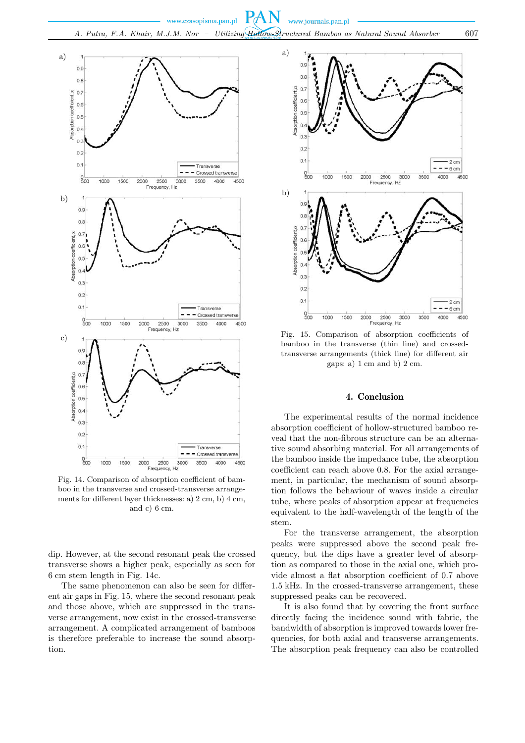Fig. 14. Comparison of absorption coefficient of bamboo in the transverse and crossed-transverse arrangements for different layer thicknesses: a) 2 cm, b) 4 cm, and c) 6 cm.

dip. However, at the second resonant peak the crossed transverse shows a higher peak, especially as seen for 6 cm stem length in Fig. 14c.

The same phenomenon can also be seen for different air gaps in Fig. 15, where the second resonant peak and those above, which are suppressed in the transverse arrangement, now exist in the crossed-transverse arrangement. A complicated arrangement of bamboos is therefore preferable to increase the sound absorption.

Fig. 15. Comparison of absorption coefficients of bamboo in the transverse (thin line) and crossed-transverse arrangements (thick line) for different air gaps: a) 1 cm and b) 2 cm.

## 4. Conclusion

The experimental results of the normal incidence absorption coefficient of hollow-structured bamboo reveal that the non-fibrous structure can be an alternative sound absorbing material. For all arrangements of the bamboo inside the impedance tube, the absorption coefficient can reach above 0.8. For the axial arrangement, in particular, the mechanism of sound absorption follows the behaviour of waves inside a circular tube, where peaks of absorption appear at frequencies equivalent to the half-wavelength of the length of the stem.

For the transverse arrangement, the absorption peaks were suppressed above the second peak frequency, but the dips have a greater level of absorption as compared to those in the axial one, which provide almost a flat absorption coefficient of 0.7 above 1.5 kHz. In the crossed-transverse arrangement, these suppressed peaks can be recovered.

It is also found that by covering the front surface directly facing the incidence sound with fabric, the bandwidth of absorption is improved towards lower frequencies, for both axial and transverse arrangements. The absorption peak frequency can also be controlled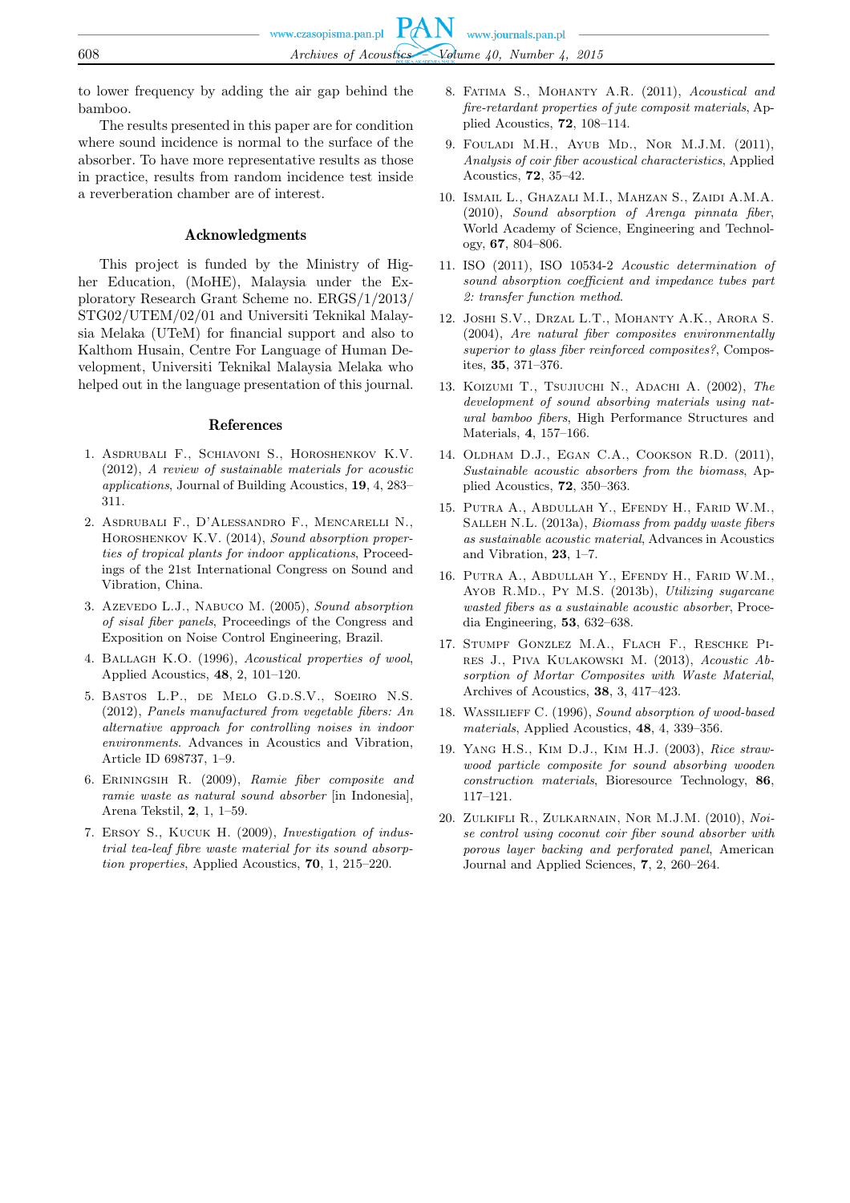to lower frequency by adding the air gap behind the bamboo.

The results presented in this paper are for condition where sound incidence is normal to the surface of the absorber. To have more representative results as those in practice, results from random incidence test inside a reverberation chamber are of interest.

## Acknowledgments

This project is funded by the Ministry of Higher Education, (MoHE), Malaysia under the Exploratory Research Grant Scheme no. ERGS/1/2013/STG02/UTEM/02/01 and Universiti Teknikal Malaysia Melaka (UTeM) for financial support and also to Kalthom Husain, Centre For Language of Human Development, Universiti Teknikal Malaysia Melaka who helped out in the language presentation of this journal.

## References

1. Asdrubali F., Schiavoni S., Horoshenkov K.V. (2012), *A review of sustainable materials for acoustic applications*, Journal of Building Acoustics, **19**, 4, 283–311.
2. Asdrubali F., D'Alessandro F., Mencarelli N., Horoshenkov K.V. (2014), *Sound absorption properties of tropical plants for indoor applications*, Proceedings of the 21st International Congress on Sound and Vibration, China.
3. Azevedo L.J., Nabuco M. (2005), *Sound absorption of sisal fiber panels*, Proceedings of the Congress and Exposition on Noise Control Engineering, Brazil.
4. Ballagh K.O. (1996), *Acoustical properties of wool*, Applied Acoustics, **48**, 2, 101–120.
5. Bastos L.P., de Melo G.d.S.V., Soeiro N.S. (2012), *Panels manufactured from vegetable fibers: An alternative approach for controlling noises in indoor environments*. Advances in Acoustics and Vibration, Article ID 698737, 1–9.
6. Eriningsih R. (2009), *Ramie fiber composite and ramie waste as natural sound absorber* [in Indonesia], Arena Tekstil, **2**, 1, 1–59.
7. Ersoy S., Kucuk H. (2009), *Investigation of industrial tea-leaf fibre waste material for its sound absorption properties*, Applied Acoustics, **70**, 1, 215–220.
8. Fatima S., Mohanty A.R. (2011), *Acoustical and fire-retardant properties of jute composit materials*, Applied Acoustics, **72**, 108–114.
9. Fouladi M.H., Ayub Md., Nor M.J.M. (2011), *Analysis of coir fiber acoustical characteristics*, Applied Acoustics, **72**, 35–42.
10. Ismail L., Ghazali M.I., Mahzan S., Zaidi A.M.A. (2010), *Sound absorption of Arenga pinnata fiber*, World Academy of Science, Engineering and Technology, **67**, 804–806.
11. ISO (2011), ISO 10534-2 *Acoustic determination of sound absorption coefficient and impedance tubes part 2: transfer function method*.
12. Joshi S.V., Drzal L.T., Mohanty A.K., Arora S. (2004), *Are natural fiber composites environmentally superior to glass fiber reinforced composites?*, Composites, **35**, 371–376.
13. Koizumi T., Tsujiuchi N., Adachi A. (2002), *The development of sound absorbing materials using natural bamboo fibers*, High Performance Structures and Materials, **4**, 157–166.
14. Oldham D.J., Egan C.A., Cookson R.D. (2011), *Sustainable acoustic absorbers from the biomass*, Applied Acoustics, **72**, 350–363.
15. Putra A., Abdullah Y., Efendy H., Farid W.M., Salleh N.L. (2013a), *Biomass from paddy waste fibers as sustainable acoustic material*, Advances in Acoustics and Vibration, **23**, 1–7.
16. Putra A., Abdullah Y., Efendy H., Farid W.M., Ayob R.Md., Py M.S. (2013b), *Utilizing sugarcane wasted fibers as a sustainable acoustic absorber*, Procedia Engineering, **53**, 632–638.
17. Stumpf Gonzlez M.A., Flach F., Reschke Pires J., Piva Kulakowski M. (2013), *Acoustic Absorption of Mortar Composites with Waste Material*, Archives of Acoustics, **38**, 3, 417–423.
18. Wassilieff C. (1996), *Sound absorption of wood-based materials*, Applied Acoustics, **48**, 4, 339–356.
19. Yang H.S., Kim D.J., Kim H.J. (2003), *Rice straw-wood particle composite for sound absorbing wooden construction materials*, Bioresource Technology, **86**, 117–121.
20. Zulkifli R., Zulkarnain, Nor M.J.M. (2010), *Noise control using coconut coir fiber sound absorber with porous layer backing and perforated panel*, American Journal and Applied Sciences, **7**, 2, 260–264.